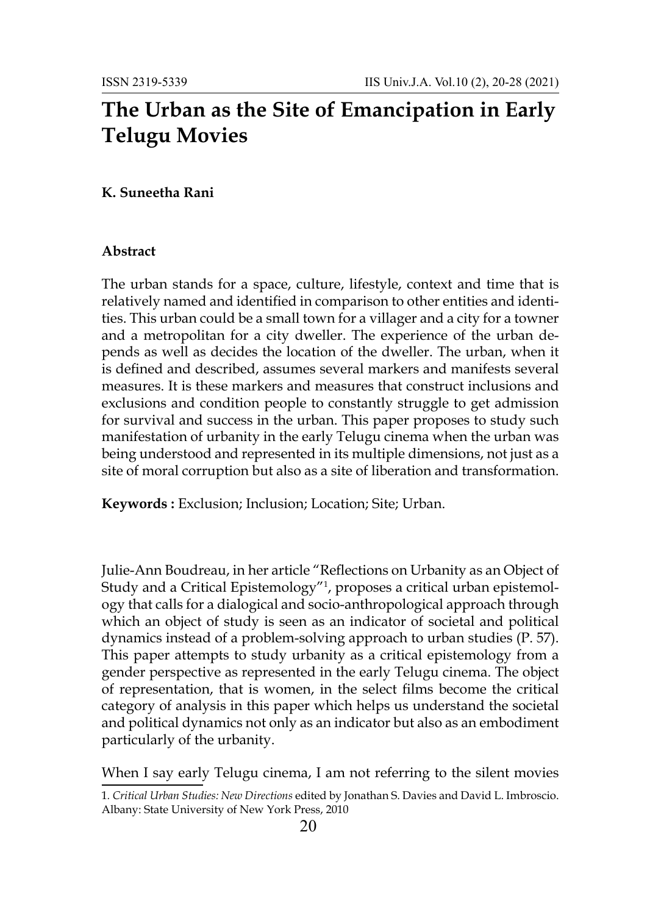# The Urban as the Site of Emancipation in Early Telugu Movies

**K. Suneetha Rani**

### Abstract

The urban stands for a space, culture, lifestyle, context and time that is relatively named and identified in comparison to other entities and identities. This urban could be a small town for a villager and a city for a towner and a metropolitan for a city dweller. The experience of the urban depends as well as decides the location of the dweller. The urban, when it is defined and described, assumes several markers and manifests several measures. It is these markers and measures that construct inclusions and exclusions and condition people to constantly struggle to get admission for survival and success in the urban. This paper proposes to study such manifestation of urbanity in the early Telugu cinema when the urban was being understood and represented in its multiple dimensions, not just as a site of moral corruption but also as a site of liberation and transformation.

**Keywords :** Exclusion; Inclusion; Location; Site; Urban.

Julie-Ann Boudreau, in her article "Reflections on Urbanity as an Object of Study and a Critical Epistemology"[1], proposes a critical urban epistemology that calls for a dialogical and socio-anthropological approach through which an object of study is seen as an indicator of societal and political dynamics instead of a problem-solving approach to urban studies (P. 57). This paper attempts to study urbanity as a critical epistemology from a gender perspective as represented in the early Telugu cinema. The object of representation, that is women, in the select films become the critical category of analysis in this paper which helps us understand the societal and political dynamics not only as an indicator but also as an embodiment particularly of the urbanity.

When I say early Telugu cinema, I am not referring to the silent movies

1. *Critical Urban Studies: New Directions* edited by Jonathan S. Davies and David L. Imbroscio. Albany: State University of New York Press, 2010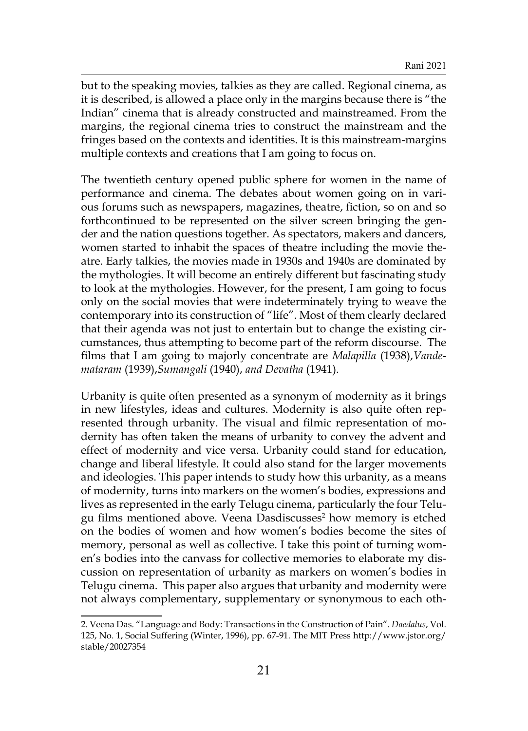but to the speaking movies, talkies as they are called. Regional cinema, as it is described, is allowed a place only in the margins because there is "the Indian" cinema that is already constructed and mainstreamed. From the margins, the regional cinema tries to construct the mainstream and the fringes based on the contexts and identities. It is this mainstream-margins multiple contexts and creations that I am going to focus on.

The twentieth century opened public sphere for women in the name of performance and cinema. The debates about women going on in various forums such as newspapers, magazines, theatre, fiction, so on and so forthcontinued to be represented on the silver screen bringing the gender and the nation questions together. As spectators, makers and dancers, women started to inhabit the spaces of theatre including the movie theatre. Early talkies, the movies made in 1930s and 1940s are dominated by the mythologies. It will become an entirely different but fascinating study to look at the mythologies. However, for the present, I am going to focus only on the social movies that were indeterminately trying to weave the contemporary into its construction of "life". Most of them clearly declared that their agenda was not just to entertain but to change the existing circumstances, thus attempting to become part of the reform discourse. The films that I am going to majorly concentrate are *Malapilla* (1938),*Vandemataram* (1939),*Sumangali* (1940), *and Devatha* (1941).

Urbanity is quite often presented as a synonym of modernity as it brings in new lifestyles, ideas and cultures. Modernity is also quite often represented through urbanity. The visual and filmic representation of modernity has often taken the means of urbanity to convey the advent and effect of modernity and vice versa. Urbanity could stand for education, change and liberal lifestyle. It could also stand for the larger movements and ideologies. This paper intends to study how this urbanity, as a means of modernity, turns into markers on the women's bodies, expressions and lives as represented in the early Telugu cinema, particularly the four Telugu films mentioned above. Veena Dasdiscusses[2] how memory is etched on the bodies of women and how women's bodies become the sites of memory, personal as well as collective. I take this point of turning women's bodies into the canvass for collective memories to elaborate my discussion on representation of urbanity as markers on women's bodies in Telugu cinema. This paper also argues that urbanity and modernity were not always complementary, supplementary or synonymous to each oth-

2. Veena Das. "Language and Body: Transactions in the Construction of Pain". *Daedalus*, Vol. 125, No. 1, Social Suffering (Winter, 1996), pp. 67-91. The MIT Press http://www.jstor.org/stable/20027354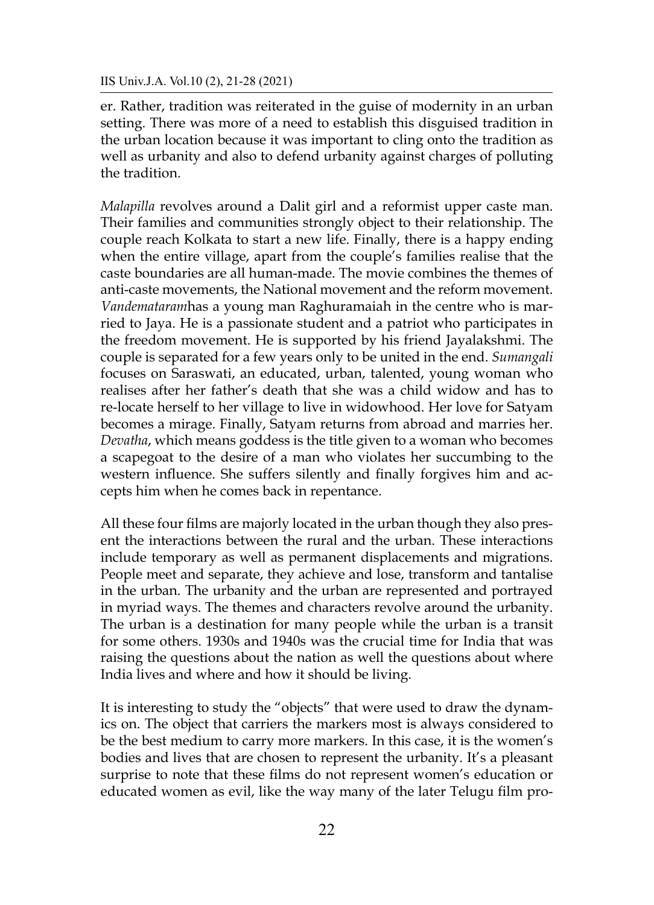er. Rather, tradition was reiterated in the guise of modernity in an urban setting. There was more of a need to establish this disguised tradition in the urban location because it was important to cling onto the tradition as well as urbanity and also to defend urbanity against charges of polluting the tradition.

*Malapilla* revolves around a Dalit girl and a reformist upper caste man. Their families and communities strongly object to their relationship. The couple reach Kolkata to start a new life. Finally, there is a happy ending when the entire village, apart from the couple's families realise that the caste boundaries are all human-made. The movie combines the themes of anti-caste movements, the National movement and the reform movement. *Vandemataram*has a young man Raghuramaiah in the centre who is married to Jaya. He is a passionate student and a patriot who participates in the freedom movement. He is supported by his friend Jayalakshmi. The couple is separated for a few years only to be united in the end. *Sumangali* focuses on Saraswati, an educated, urban, talented, young woman who realises after her father's death that she was a child widow and has to re-locate herself to her village to live in widowhood. Her love for Satyam becomes a mirage. Finally, Satyam returns from abroad and marries her. *Devatha*, which means goddess is the title given to a woman who becomes a scapegoat to the desire of a man who violates her succumbing to the western influence. She suffers silently and finally forgives him and accepts him when he comes back in repentance.

All these four films are majorly located in the urban though they also present the interactions between the rural and the urban. These interactions include temporary as well as permanent displacements and migrations. People meet and separate, they achieve and lose, transform and tantalise in the urban. The urbanity and the urban are represented and portrayed in myriad ways. The themes and characters revolve around the urbanity. The urban is a destination for many people while the urban is a transit for some others. 1930s and 1940s was the crucial time for India that was raising the questions about the nation as well the questions about where India lives and where and how it should be living.

It is interesting to study the "objects" that were used to draw the dynamics on. The object that carriers the markers most is always considered to be the best medium to carry more markers. In this case, it is the women's bodies and lives that are chosen to represent the urbanity. It's a pleasant surprise to note that these films do not represent women's education or educated women as evil, like the way many of the later Telugu film pro-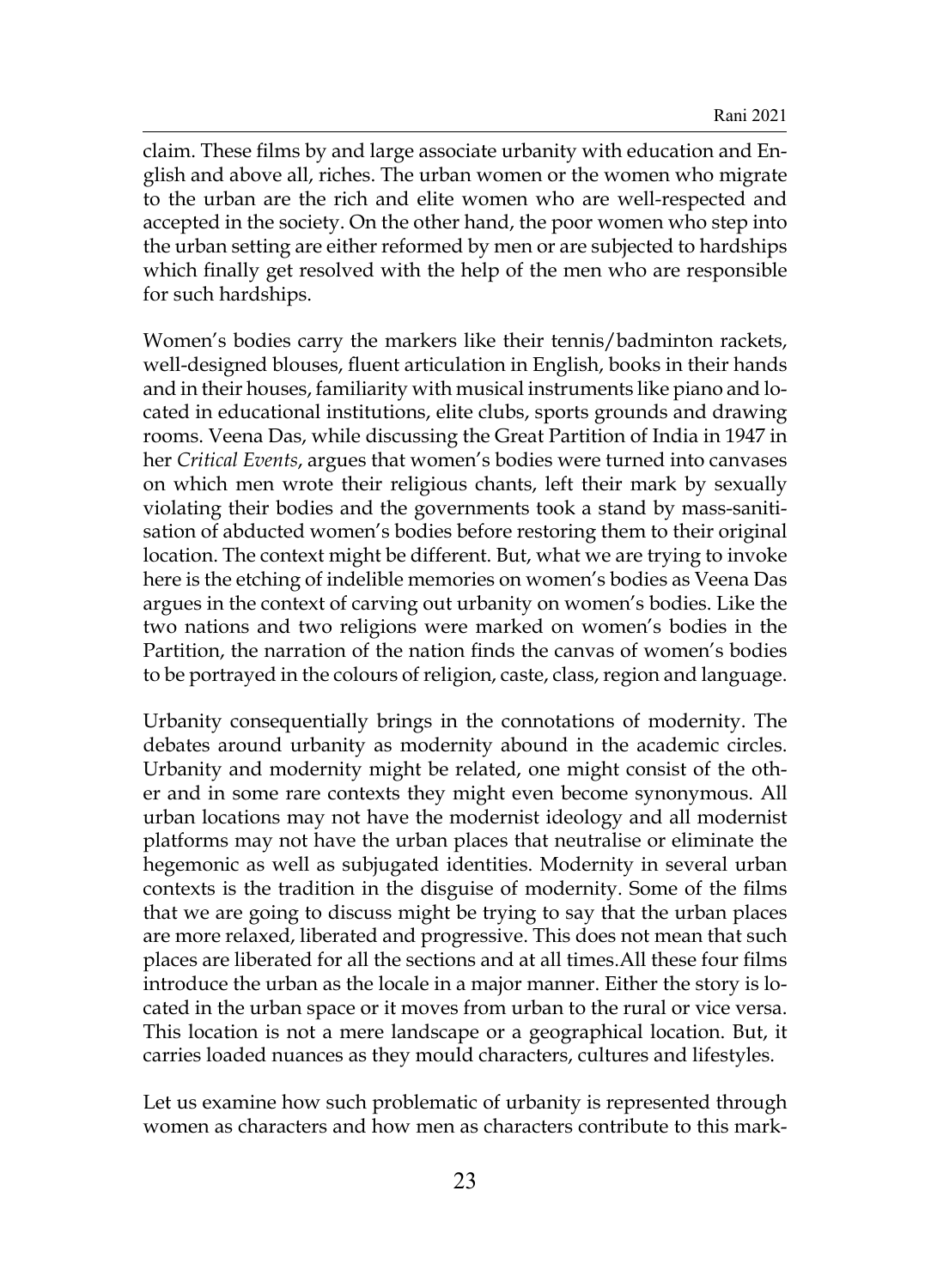claim. These films by and large associate urbanity with education and English and above all, riches. The urban women or the women who migrate to the urban are the rich and elite women who are well-respected and accepted in the society. On the other hand, the poor women who step into the urban setting are either reformed by men or are subjected to hardships which finally get resolved with the help of the men who are responsible for such hardships.

Women's bodies carry the markers like their tennis/badminton rackets, well-designed blouses, fluent articulation in English, books in their hands and in their houses, familiarity with musical instruments like piano and located in educational institutions, elite clubs, sports grounds and drawing rooms. Veena Das, while discussing the Great Partition of India in 1947 in her *Critical Events*, argues that women's bodies were turned into canvases on which men wrote their religious chants, left their mark by sexually violating their bodies and the governments took a stand by mass-sanitisation of abducted women's bodies before restoring them to their original location. The context might be different. But, what we are trying to invoke here is the etching of indelible memories on women's bodies as Veena Das argues in the context of carving out urbanity on women's bodies. Like the two nations and two religions were marked on women's bodies in the Partition, the narration of the nation finds the canvas of women's bodies to be portrayed in the colours of religion, caste, class, region and language.

Urbanity consequentially brings in the connotations of modernity. The debates around urbanity as modernity abound in the academic circles. Urbanity and modernity might be related, one might consist of the other and in some rare contexts they might even become synonymous. All urban locations may not have the modernist ideology and all modernist platforms may not have the urban places that neutralise or eliminate the hegemonic as well as subjugated identities. Modernity in several urban contexts is the tradition in the disguise of modernity. Some of the films that we are going to discuss might be trying to say that the urban places are more relaxed, liberated and progressive. This does not mean that such places are liberated for all the sections and at all times.All these four films introduce the urban as the locale in a major manner. Either the story is located in the urban space or it moves from urban to the rural or vice versa. This location is not a mere landscape or a geographical location. But, it carries loaded nuances as they mould characters, cultures and lifestyles.

Let us examine how such problematic of urbanity is represented through women as characters and how men as characters contribute to this mark-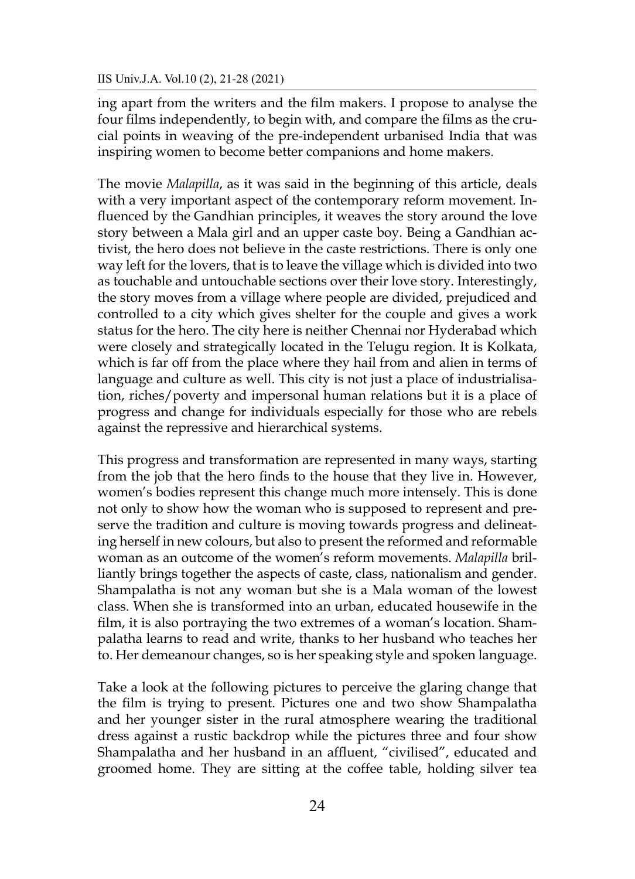ing apart from the writers and the film makers. I propose to analyse the four films independently, to begin with, and compare the films as the crucial points in weaving of the pre-independent urbanised India that was inspiring women to become better companions and home makers.

The movie *Malapilla*, as it was said in the beginning of this article, deals with a very important aspect of the contemporary reform movement. Influenced by the Gandhian principles, it weaves the story around the love story between a Mala girl and an upper caste boy. Being a Gandhian activist, the hero does not believe in the caste restrictions. There is only one way left for the lovers, that is to leave the village which is divided into two as touchable and untouchable sections over their love story. Interestingly, the story moves from a village where people are divided, prejudiced and controlled to a city which gives shelter for the couple and gives a work status for the hero. The city here is neither Chennai nor Hyderabad which were closely and strategically located in the Telugu region. It is Kolkata, which is far off from the place where they hail from and alien in terms of language and culture as well. This city is not just a place of industrialisation, riches/poverty and impersonal human relations but it is a place of progress and change for individuals especially for those who are rebels against the repressive and hierarchical systems.

This progress and transformation are represented in many ways, starting from the job that the hero finds to the house that they live in. However, women's bodies represent this change much more intensely. This is done not only to show how the woman who is supposed to represent and preserve the tradition and culture is moving towards progress and delineating herself in new colours, but also to present the reformed and reformable woman as an outcome of the women's reform movements. *Malapilla* brilliantly brings together the aspects of caste, class, nationalism and gender. Shampalatha is not any woman but she is a Mala woman of the lowest class. When she is transformed into an urban, educated housewife in the film, it is also portraying the two extremes of a woman's location. Shampalatha learns to read and write, thanks to her husband who teaches her to. Her demeanour changes, so is her speaking style and spoken language.

Take a look at the following pictures to perceive the glaring change that the film is trying to present. Pictures one and two show Shampalatha and her younger sister in the rural atmosphere wearing the traditional dress against a rustic backdrop while the pictures three and four show Shampalatha and her husband in an affluent, "civilised", educated and groomed home. They are sitting at the coffee table, holding silver tea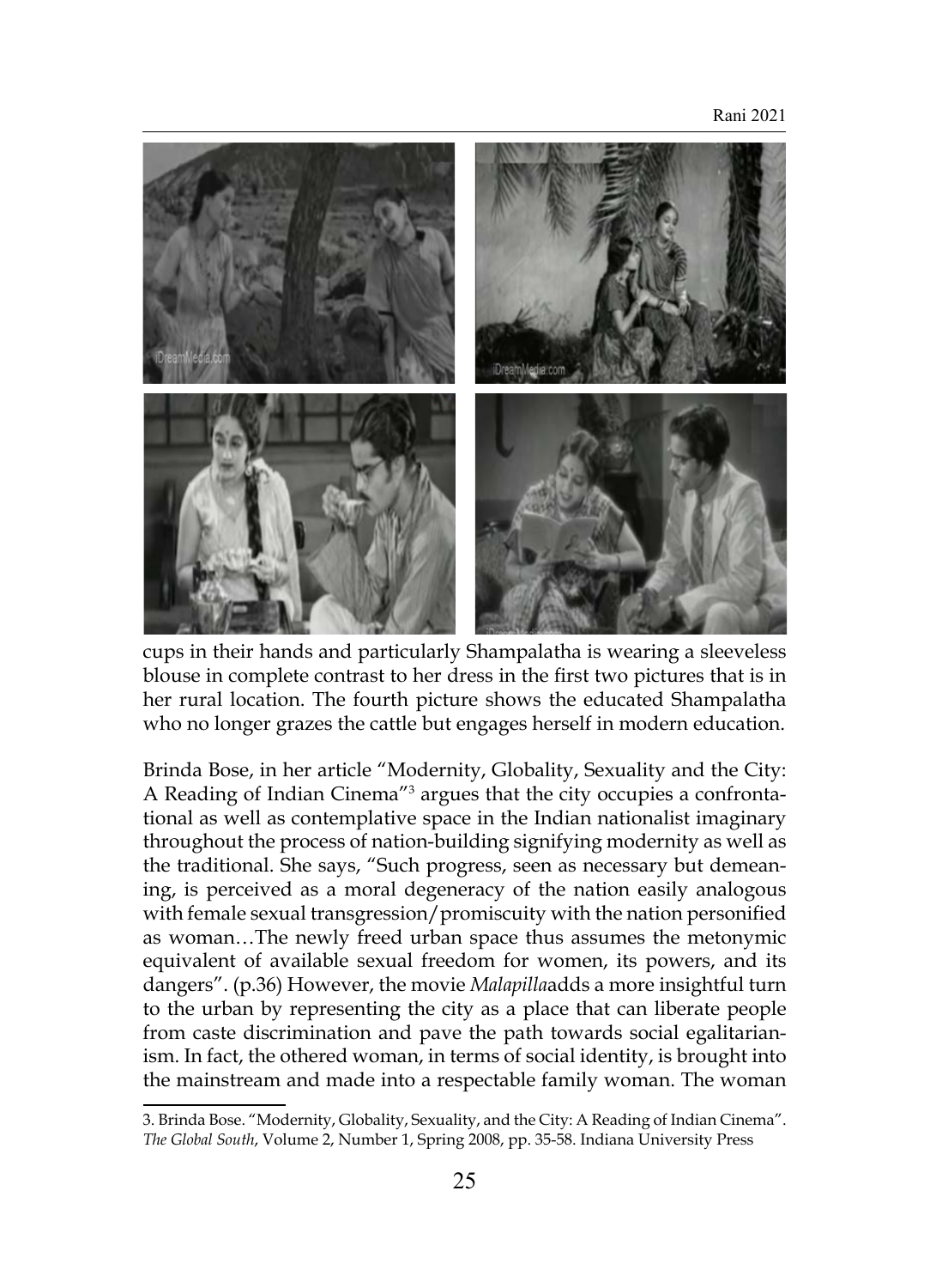cups in their hands and particularly Shampalatha is wearing a sleeveless blouse in complete contrast to her dress in the first two pictures that is in her rural location. The fourth picture shows the educated Shampalatha who no longer grazes the cattle but engages herself in modern education.

Brinda Bose, in her article "Modernity, Globality, Sexuality and the City: A Reading of Indian Cinema"[3] argues that the city occupies a confrontational as well as contemplative space in the Indian nationalist imaginary throughout the process of nation-building signifying modernity as well as the traditional. She says, "Such progress, seen as necessary but demeaning, is perceived as a moral degeneracy of the nation easily analogous with female sexual transgression/promiscuity with the nation personified as woman…The newly freed urban space thus assumes the metonymic equivalent of available sexual freedom for women, its powers, and its dangers". (p.36) However, the movie *Malapilla*adds a more insightful turn to the urban by representing the city as a place that can liberate people from caste discrimination and pave the path towards social egalitarianism. In fact, the othered woman, in terms of social identity, is brought into the mainstream and made into a respectable family woman. The woman

3. Brinda Bose. "Modernity, Globality, Sexuality, and the City: A Reading of Indian Cinema". *The Global South*, Volume 2, Number 1, Spring 2008, pp. 35-58. Indiana University Press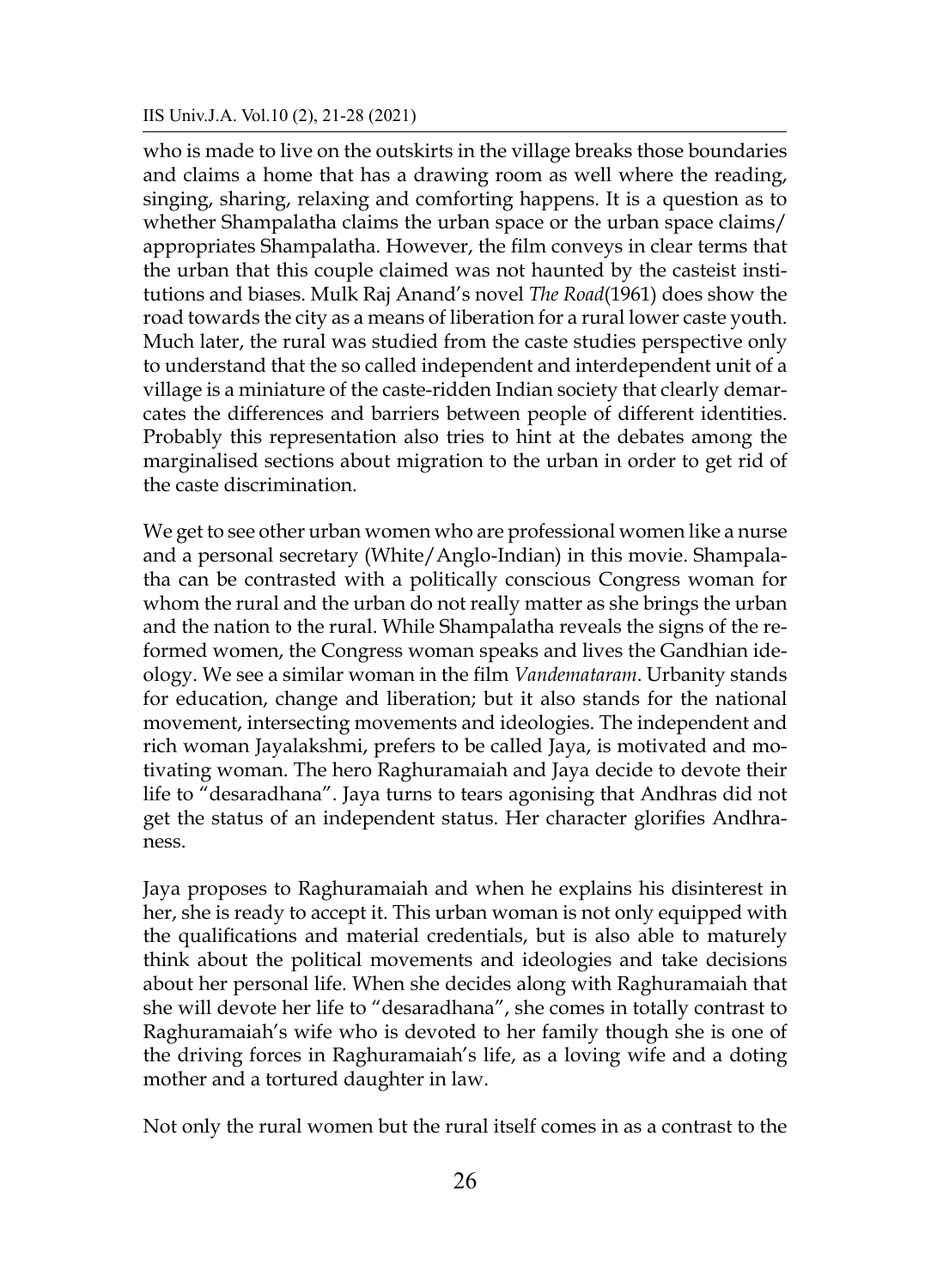who is made to live on the outskirts in the village breaks those boundaries and claims a home that has a drawing room as well where the reading, singing, sharing, relaxing and comforting happens. It is a question as to whether Shampalatha claims the urban space or the urban space claims/ appropriates Shampalatha. However, the film conveys in clear terms that the urban that this couple claimed was not haunted by the casteist institutions and biases. Mulk Raj Anand's novel *The Road*(1961) does show the road towards the city as a means of liberation for a rural lower caste youth. Much later, the rural was studied from the caste studies perspective only to understand that the so called independent and interdependent unit of a village is a miniature of the caste-ridden Indian society that clearly demarcates the differences and barriers between people of different identities. Probably this representation also tries to hint at the debates among the marginalised sections about migration to the urban in order to get rid of the caste discrimination.

We get to see other urban women who are professional women like a nurse and a personal secretary (White/Anglo-Indian) in this movie. Shampalatha can be contrasted with a politically conscious Congress woman for whom the rural and the urban do not really matter as she brings the urban and the nation to the rural. While Shampalatha reveals the signs of the reformed women, the Congress woman speaks and lives the Gandhian ideology. We see a similar woman in the film *Vandemataram*. Urbanity stands for education, change and liberation; but it also stands for the national movement, intersecting movements and ideologies. The independent and rich woman Jayalakshmi, prefers to be called Jaya, is motivated and motivating woman. The hero Raghuramaiah and Jaya decide to devote their life to "desaradhana". Jaya turns to tears agonising that Andhras did not get the status of an independent status. Her character glorifies Andhraness.

Jaya proposes to Raghuramaiah and when he explains his disinterest in her, she is ready to accept it. This urban woman is not only equipped with the qualifications and material credentials, but is also able to maturely think about the political movements and ideologies and take decisions about her personal life. When she decides along with Raghuramaiah that she will devote her life to "desaradhana", she comes in totally contrast to Raghuramaiah's wife who is devoted to her family though she is one of the driving forces in Raghuramaiah's life, as a loving wife and a doting mother and a tortured daughter in law.

Not only the rural women but the rural itself comes in as a contrast to the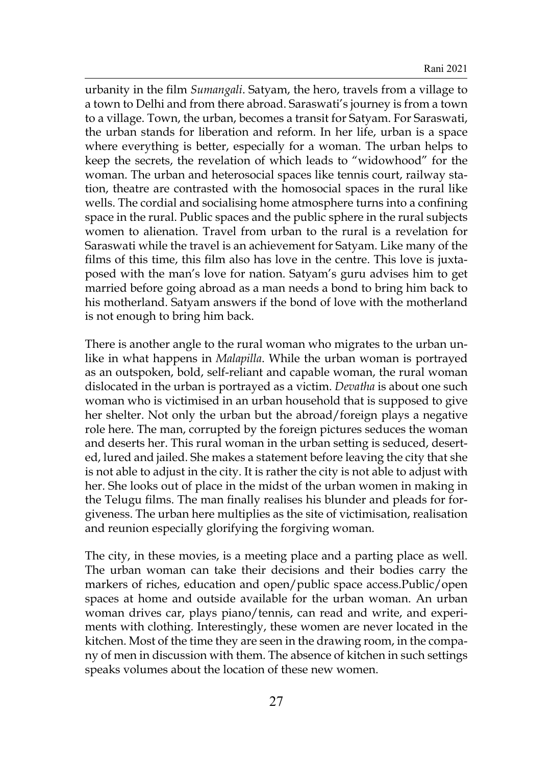urbanity in the film *Sumangali*. Satyam, the hero, travels from a village to a town to Delhi and from there abroad. Saraswati's journey is from a town to a village. Town, the urban, becomes a transit for Satyam. For Saraswati, the urban stands for liberation and reform. In her life, urban is a space where everything is better, especially for a woman. The urban helps to keep the secrets, the revelation of which leads to "widowhood" for the woman. The urban and heterosocial spaces like tennis court, railway station, theatre are contrasted with the homosocial spaces in the rural like wells. The cordial and socialising home atmosphere turns into a confining space in the rural. Public spaces and the public sphere in the rural subjects women to alienation. Travel from urban to the rural is a revelation for Saraswati while the travel is an achievement for Satyam. Like many of the films of this time, this film also has love in the centre. This love is juxtaposed with the man's love for nation. Satyam's guru advises him to get married before going abroad as a man needs a bond to bring him back to his motherland. Satyam answers if the bond of love with the motherland is not enough to bring him back.

There is another angle to the rural woman who migrates to the urban unlike in what happens in *Malapilla*. While the urban woman is portrayed as an outspoken, bold, self-reliant and capable woman, the rural woman dislocated in the urban is portrayed as a victim. *Devatha* is about one such woman who is victimised in an urban household that is supposed to give her shelter. Not only the urban but the abroad/foreign plays a negative role here. The man, corrupted by the foreign pictures seduces the woman and deserts her. This rural woman in the urban setting is seduced, deserted, lured and jailed. She makes a statement before leaving the city that she is not able to adjust in the city. It is rather the city is not able to adjust with her. She looks out of place in the midst of the urban women in making in the Telugu films. The man finally realises his blunder and pleads for forgiveness. The urban here multiplies as the site of victimisation, realisation and reunion especially glorifying the forgiving woman.

The city, in these movies, is a meeting place and a parting place as well. The urban woman can take their decisions and their bodies carry the markers of riches, education and open/public space access.Public/open spaces at home and outside available for the urban woman. An urban woman drives car, plays piano/tennis, can read and write, and experiments with clothing. Interestingly, these women are never located in the kitchen. Most of the time they are seen in the drawing room, in the company of men in discussion with them. The absence of kitchen in such settings speaks volumes about the location of these new women.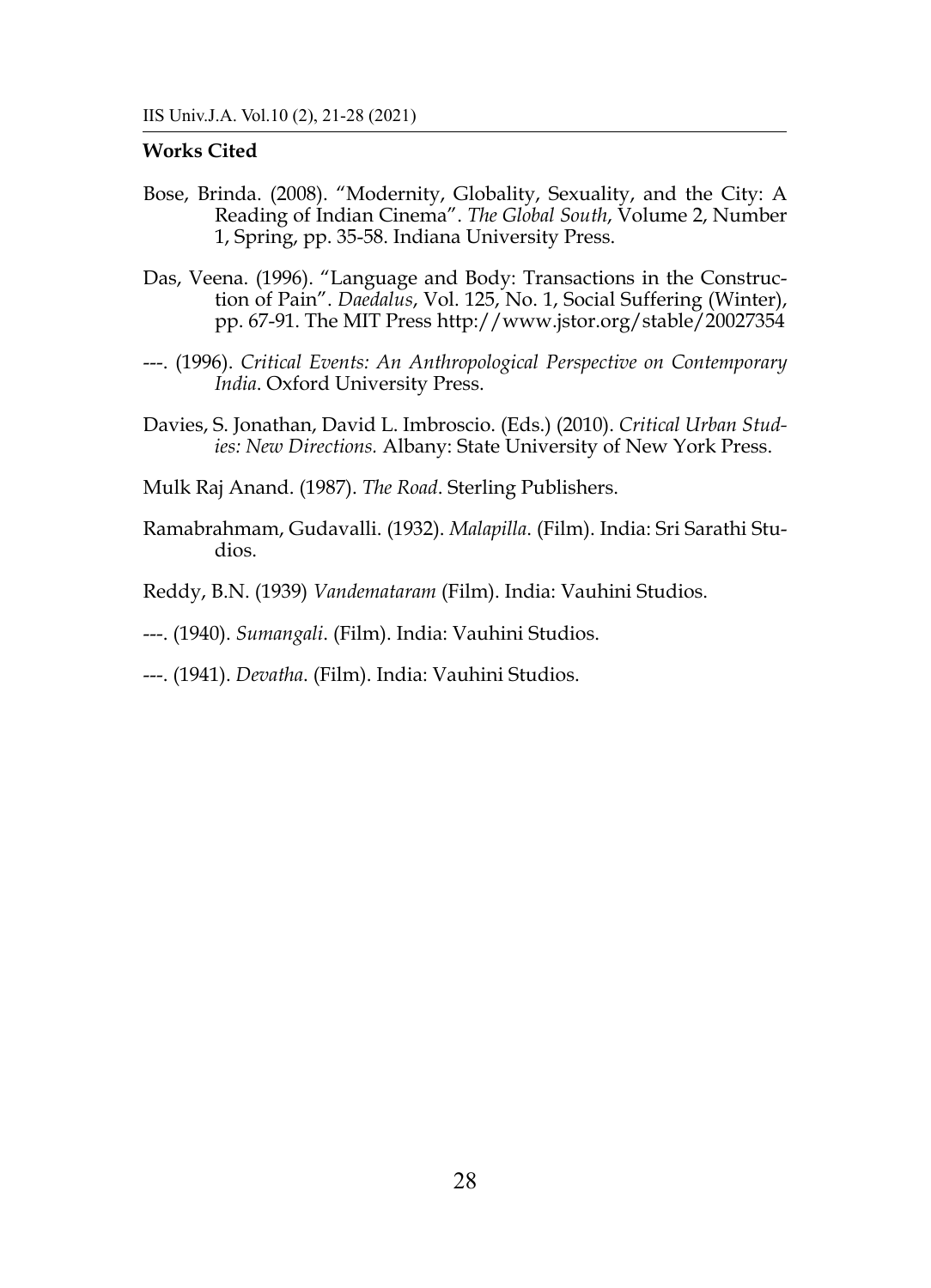## Works Cited

Bose, Brinda. (2008). "Modernity, Globality, Sexuality, and the City: A Reading of Indian Cinema". *The Global South*, Volume 2, Number 1, Spring, pp. 35-58. Indiana University Press.

Das, Veena. (1996). "Language and Body: Transactions in the Construction of Pain". *Daedalus*, Vol. 125, No. 1, Social Suffering (Winter), pp. 67-91. The MIT Press http://www.jstor.org/stable/20027354

---. (1996). *Critical Events: An Anthropological Perspective on Contemporary India*. Oxford University Press.

Davies, S. Jonathan, David L. Imbroscio. (Eds.) (2010). *Critical Urban Studies: New Directions.* Albany: State University of New York Press.

Mulk Raj Anand. (1987). *The Road*. Sterling Publishers.

Ramabrahmam, Gudavalli. (1932). *Malapilla.* (Film). India: Sri Sarathi Studios.

Reddy, B.N. (1939) *Vandemataram* (Film). India: Vauhini Studios.

---. (1940). *Sumangali*. (Film). India: Vauhini Studios.

---. (1941). *Devatha*. (Film). India: Vauhini Studios.